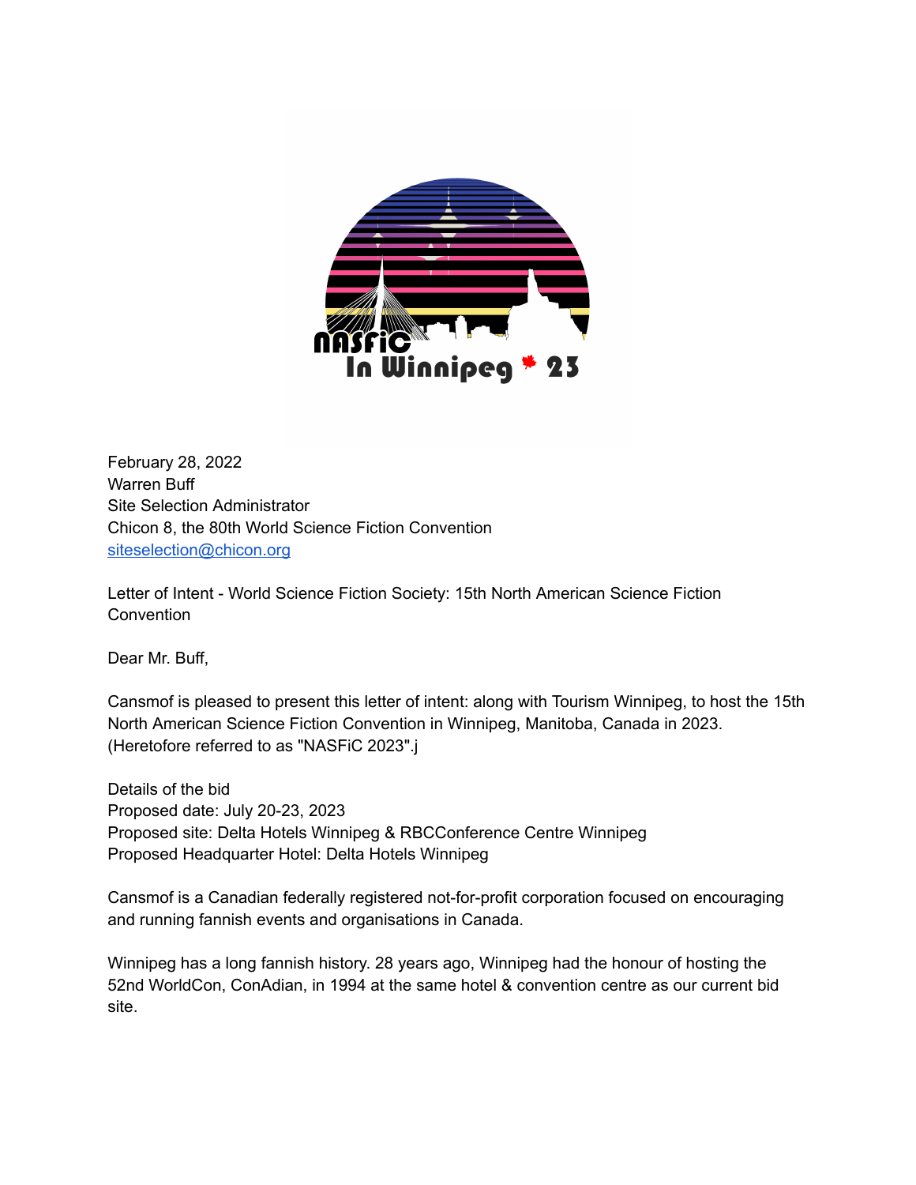NASFiC In Winnipeg 23

February 28, 2022
Warren Buff
Site Selection Administrator
Chicon 8, the 80th World Science Fiction Convention
siteselection@chicon.org

Letter of Intent - World Science Fiction Society: 15th North American Science Fiction Convention

Dear Mr. Buff,

Cansmof is pleased to present this letter of intent: along with Tourism Winnipeg, to host the 15th North American Science Fiction Convention in Winnipeg, Manitoba, Canada in 2023. (Heretofore referred to as "NASFiC 2023".j

Details of the bid
Proposed date: July 20-23, 2023
Proposed site: Delta Hotels Winnipeg & RBCConference Centre Winnipeg
Proposed Headquarter Hotel: Delta Hotels Winnipeg

Cansmof is a Canadian federally registered not-for-profit corporation focused on encouraging and running fannish events and organisations in Canada.

Winnipeg has a long fannish history. 28 years ago, Winnipeg had the honour of hosting the 52nd WorldCon, ConAdian, in 1994 at the same hotel & convention centre as our current bid site.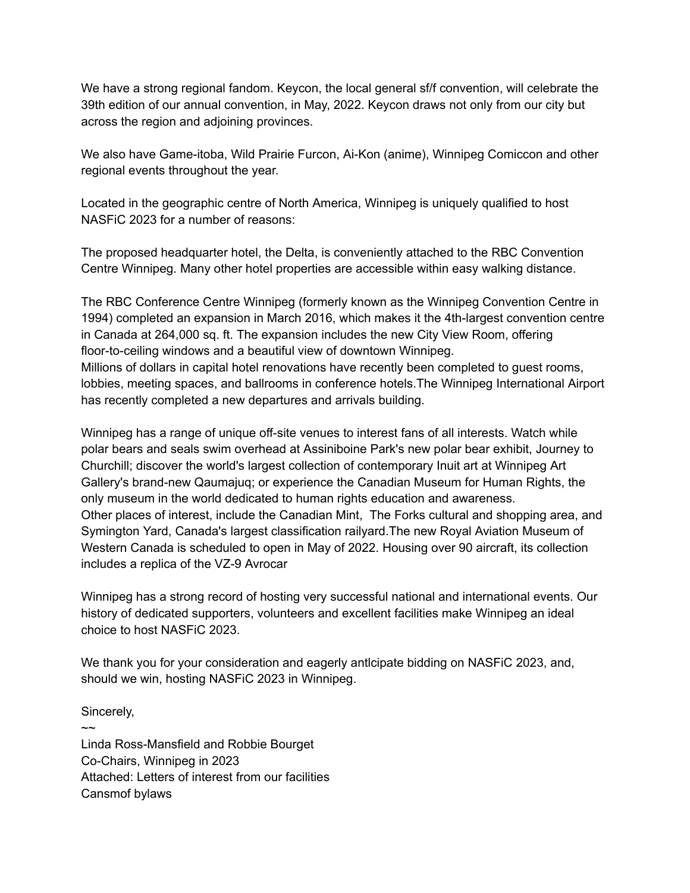We have a strong regional fandom. Keycon, the local general sf/f convention, will celebrate the 39th edition of our annual convention, in May, 2022. Keycon draws not only from our city but across the region and adjoining provinces.

We also have Game-itoba, Wild Prairie Furcon, Ai-Kon (anime), Winnipeg Comiccon and other regional events throughout the year.

Located in the geographic centre of North America, Winnipeg is uniquely qualified to host NASFiC 2023 for a number of reasons:

The proposed headquarter hotel, the Delta, is conveniently attached to the RBC Convention Centre Winnipeg. Many other hotel properties are accessible within easy walking distance.

The RBC Conference Centre Winnipeg (formerly known as the Winnipeg Convention Centre in 1994) completed an expansion in March 2016, which makes it the 4th-largest convention centre in Canada at 264,000 sq. ft. The expansion includes the new City View Room, offering floor-to-ceiling windows and a beautiful view of downtown Winnipeg.
Millions of dollars in capital hotel renovations have recently been completed to guest rooms, lobbies, meeting spaces, and ballrooms in conference hotels.The Winnipeg International Airport has recently completed a new departures and arrivals building.

Winnipeg has a range of unique off-site venues to interest fans of all interests. Watch while polar bears and seals swim overhead at Assiniboine Park's new polar bear exhibit, Journey to Churchill; discover the world's largest collection of contemporary Inuit art at Winnipeg Art Gallery's brand-new Qaumajuq; or experience the Canadian Museum for Human Rights, the only museum in the world dedicated to human rights education and awareness.
Other places of interest, include the Canadian Mint, The Forks cultural and shopping area, and Symington Yard, Canada's largest classification railyard.The new Royal Aviation Museum of Western Canada is scheduled to open in May of 2022. Housing over 90 aircraft, its collection includes a replica of the VZ-9 Avrocar

Winnipeg has a strong record of hosting very successful national and international events. Our history of dedicated supporters, volunteers and excellent facilities make Winnipeg an ideal choice to host NASFiC 2023.

We thank you for your consideration and eagerly antlcipate bidding on NASFiC 2023, and, should we win, hosting NASFiC 2023 in Winnipeg.

Sincerely,
~~
Linda Ross-Mansfield and Robbie Bourget
Co-Chairs, Winnipeg in 2023
Attached: Letters of interest from our facilities
Cansmof bylaws